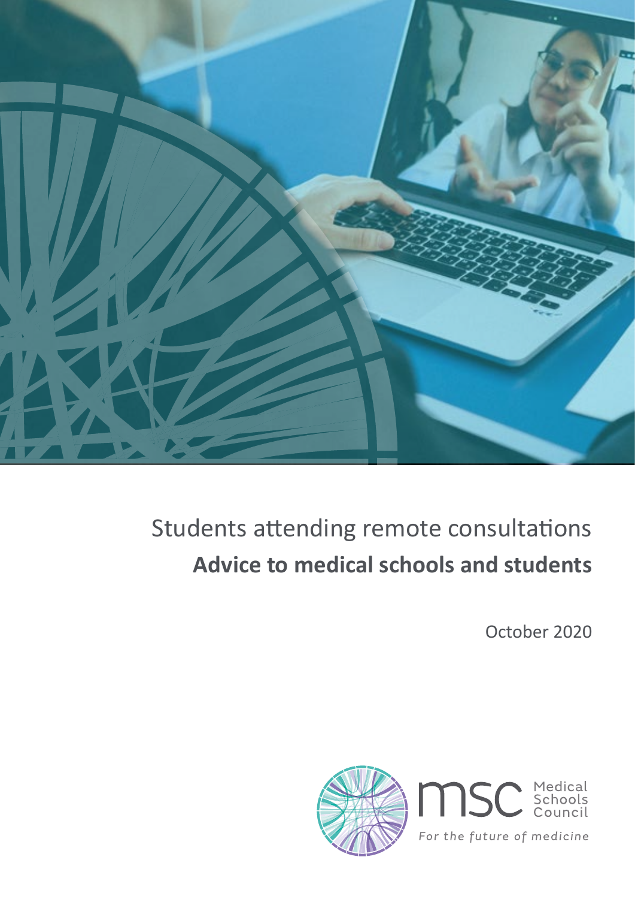# Students attending remote consultations

## Advice to medical schools and students

October 2020

Medical Schools Council

*For the future of medicine*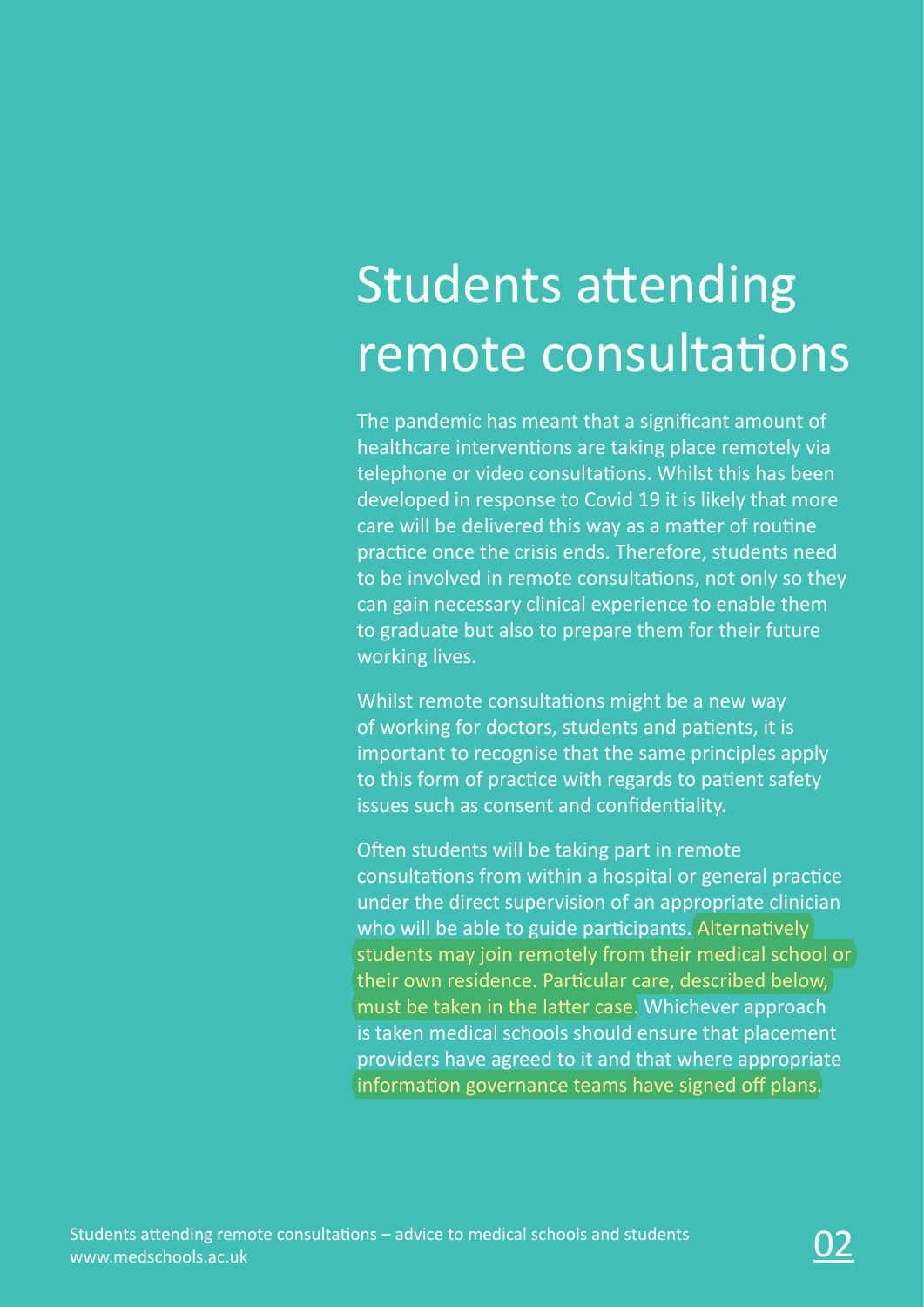# Students attending remote consultations

The pandemic has meant that a significant amount of healthcare interventions are taking place remotely via telephone or video consultations. Whilst this has been developed in response to Covid 19 it is likely that more care will be delivered this way as a matter of routine practice once the crisis ends. Therefore, students need to be involved in remote consultations, not only so they can gain necessary clinical experience to enable them to graduate but also to prepare them for their future working lives.

Whilst remote consultations might be a new way of working for doctors, students and patients, it is important to recognise that the same principles apply to this form of practice with regards to patient safety issues such as consent and confidentiality.

Often students will be taking part in remote consultations from within a hospital or general practice under the direct supervision of an appropriate clinician who will be able to guide participants. Alternatively students may join remotely from their medical school or their own residence. Particular care, described below, must be taken in the latter case. Whichever approach is taken medical schools should ensure that placement providers have agreed to it and that where appropriate information governance teams have signed off plans.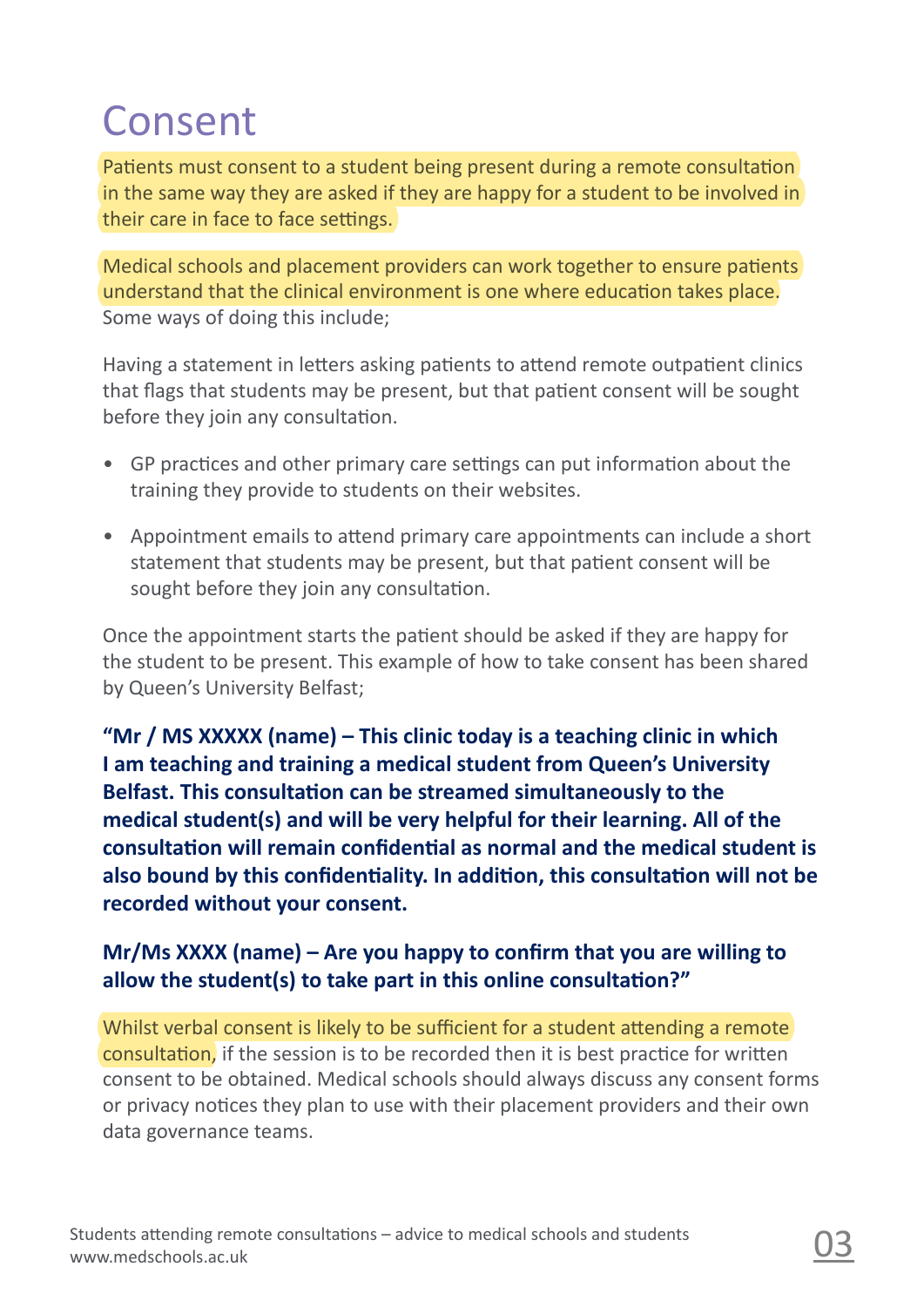# Consent

Patients must consent to a student being present during a remote consultation in the same way they are asked if they are happy for a student to be involved in their care in face to face settings.

Medical schools and placement providers can work together to ensure patients understand that the clinical environment is one where education takes place. Some ways of doing this include;

Having a statement in letters asking patients to attend remote outpatient clinics that flags that students may be present, but that patient consent will be sought before they join any consultation.

- GP practices and other primary care settings can put information about the training they provide to students on their websites.
- Appointment emails to attend primary care appointments can include a short statement that students may be present, but that patient consent will be sought before they join any consultation.

Once the appointment starts the patient should be asked if they are happy for the student to be present. This example of how to take consent has been shared by Queen's University Belfast;

**"Mr / MS XXXXX (name) – This clinic today is a teaching clinic in which I am teaching and training a medical student from Queen's University Belfast. This consultation can be streamed simultaneously to the medical student(s) and will be very helpful for their learning. All of the consultation will remain confidential as normal and the medical student is also bound by this confidentiality. In addition, this consultation will not be recorded without your consent.**

**Mr/Ms XXXX (name) – Are you happy to confirm that you are willing to allow the student(s) to take part in this online consultation?"**

Whilst verbal consent is likely to be sufficient for a student attending a remote consultation, if the session is to be recorded then it is best practice for written consent to be obtained. Medical schools should always discuss any consent forms or privacy notices they plan to use with their placement providers and their own data governance teams.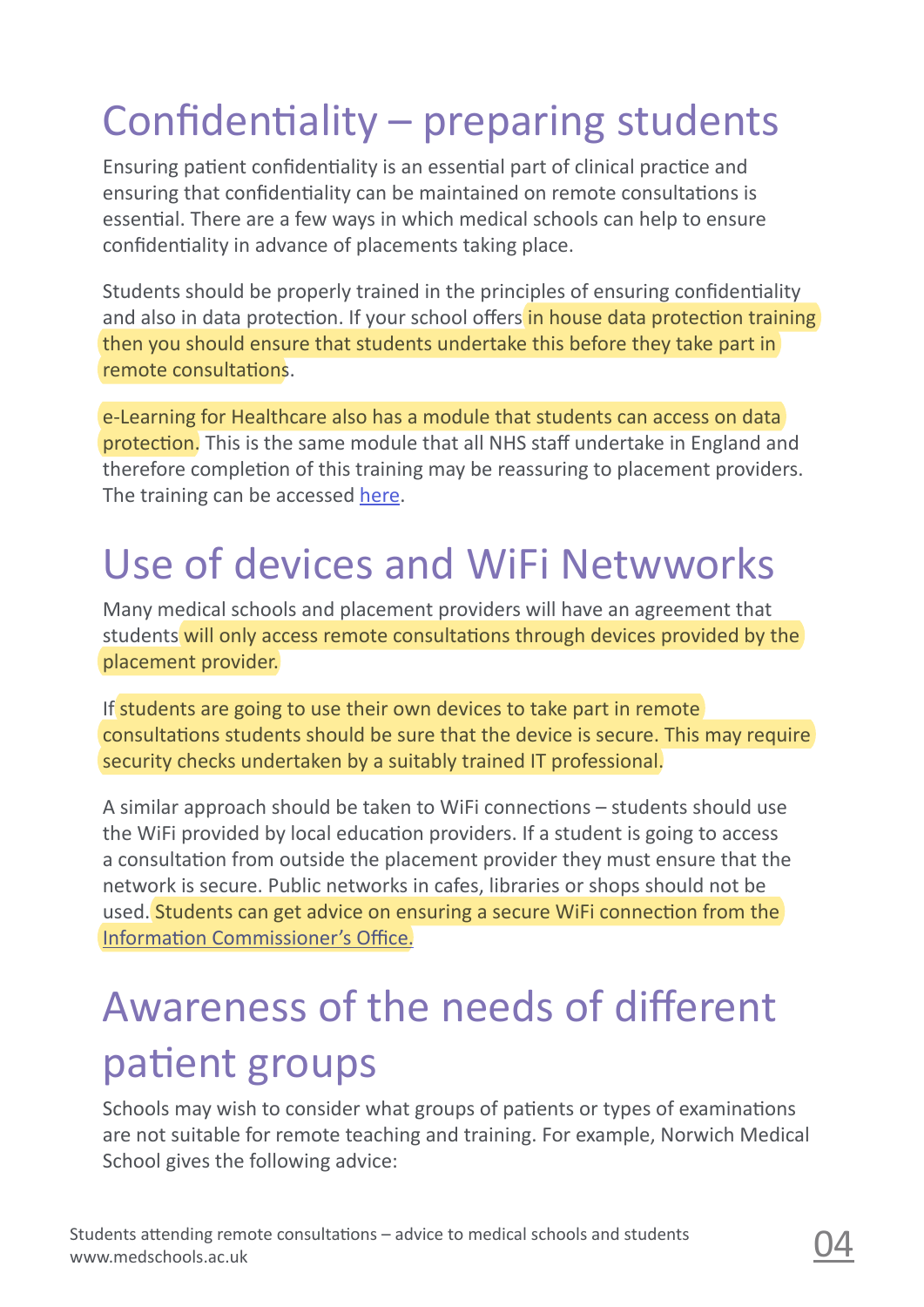# Confidentiality – preparing students

Ensuring patient confidentiality is an essential part of clinical practice and ensuring that confidentiality can be maintained on remote consultations is essential. There are a few ways in which medical schools can help to ensure confidentiality in advance of placements taking place.

Students should be properly trained in the principles of ensuring confidentiality and also in data protection. If your school offers in house data protection training then you should ensure that students undertake this before they take part in remote consultations.

e-Learning for Healthcare also has a module that students can access on data protection. This is the same module that all NHS staff undertake in England and therefore completion of this training may be reassuring to placement providers. The training can be accessed here.

# Use of devices and WiFi Netwworks

Many medical schools and placement providers will have an agreement that students will only access remote consultations through devices provided by the placement provider.

If students are going to use their own devices to take part in remote consultations students should be sure that the device is secure. This may require security checks undertaken by a suitably trained IT professional.

A similar approach should be taken to WiFi connections – students should use the WiFi provided by local education providers. If a student is going to access a consultation from outside the placement provider they must ensure that the network is secure. Public networks in cafes, libraries or shops should not be used. Students can get advice on ensuring a secure WiFi connection from the Information Commissioner's Office.

# Awareness of the needs of different patient groups

Schools may wish to consider what groups of patients or types of examinations are not suitable for remote teaching and training. For example, Norwich Medical School gives the following advice: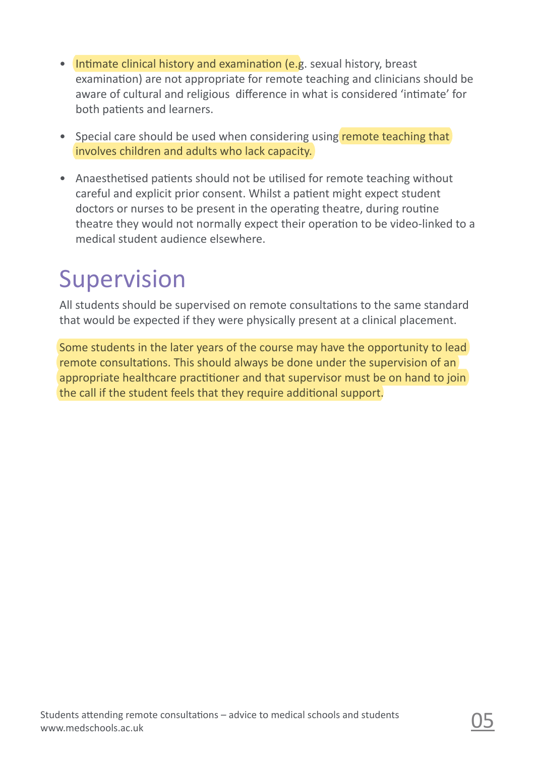- Intimate clinical history and examination (e.g. sexual history, breast examination) are not appropriate for remote teaching and clinicians should be aware of cultural and religious difference in what is considered 'intimate' for both patients and learners.

- Special care should be used when considering using remote teaching that involves children and adults who lack capacity.

- Anaesthetised patients should not be utilised for remote teaching without careful and explicit prior consent. Whilst a patient might expect student doctors or nurses to be present in the operating theatre, during routine theatre they would not normally expect their operation to be video-linked to a medical student audience elsewhere.

## Supervision

All students should be supervised on remote consultations to the same standard that would be expected if they were physically present at a clinical placement.

Some students in the later years of the course may have the opportunity to lead remote consultations. This should always be done under the supervision of an appropriate healthcare practitioner and that supervisor must be on hand to join the call if the student feels that they require additional support.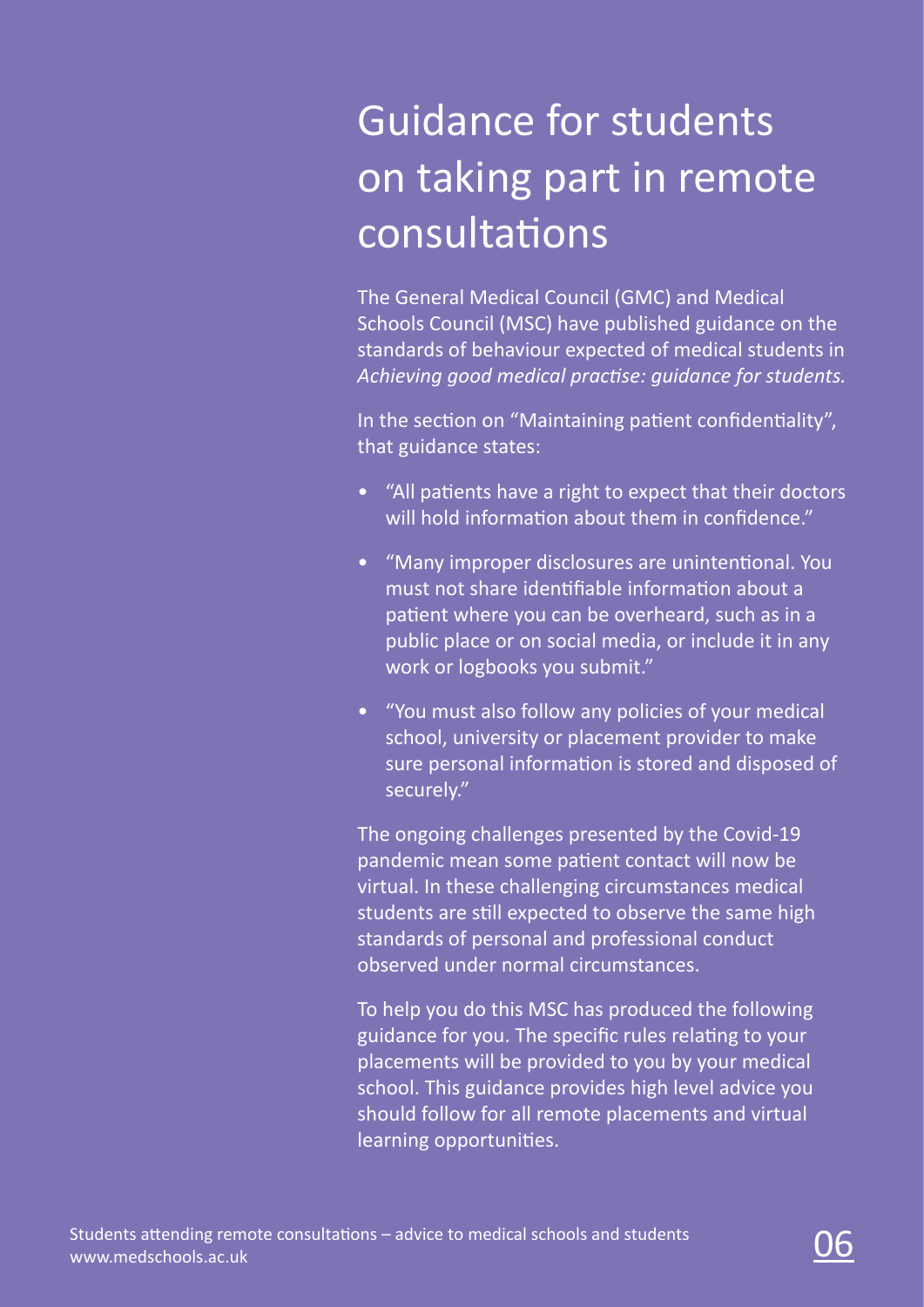# Guidance for students on taking part in remote consultations

The General Medical Council (GMC) and Medical Schools Council (MSC) have published guidance on the standards of behaviour expected of medical students in *Achieving good medical practise: guidance for students.*

In the section on "Maintaining patient confidentiality", that guidance states:

- "All patients have a right to expect that their doctors will hold information about them in confidence."
- "Many improper disclosures are unintentional. You must not share identifiable information about a patient where you can be overheard, such as in a public place or on social media, or include it in any work or logbooks you submit."
- "You must also follow any policies of your medical school, university or placement provider to make sure personal information is stored and disposed of securely."

The ongoing challenges presented by the Covid-19 pandemic mean some patient contact will now be virtual. In these challenging circumstances medical students are still expected to observe the same high standards of personal and professional conduct observed under normal circumstances.

To help you do this MSC has produced the following guidance for you. The specific rules relating to your placements will be provided to you by your medical school. This guidance provides high level advice you should follow for all remote placements and virtual learning opportunities.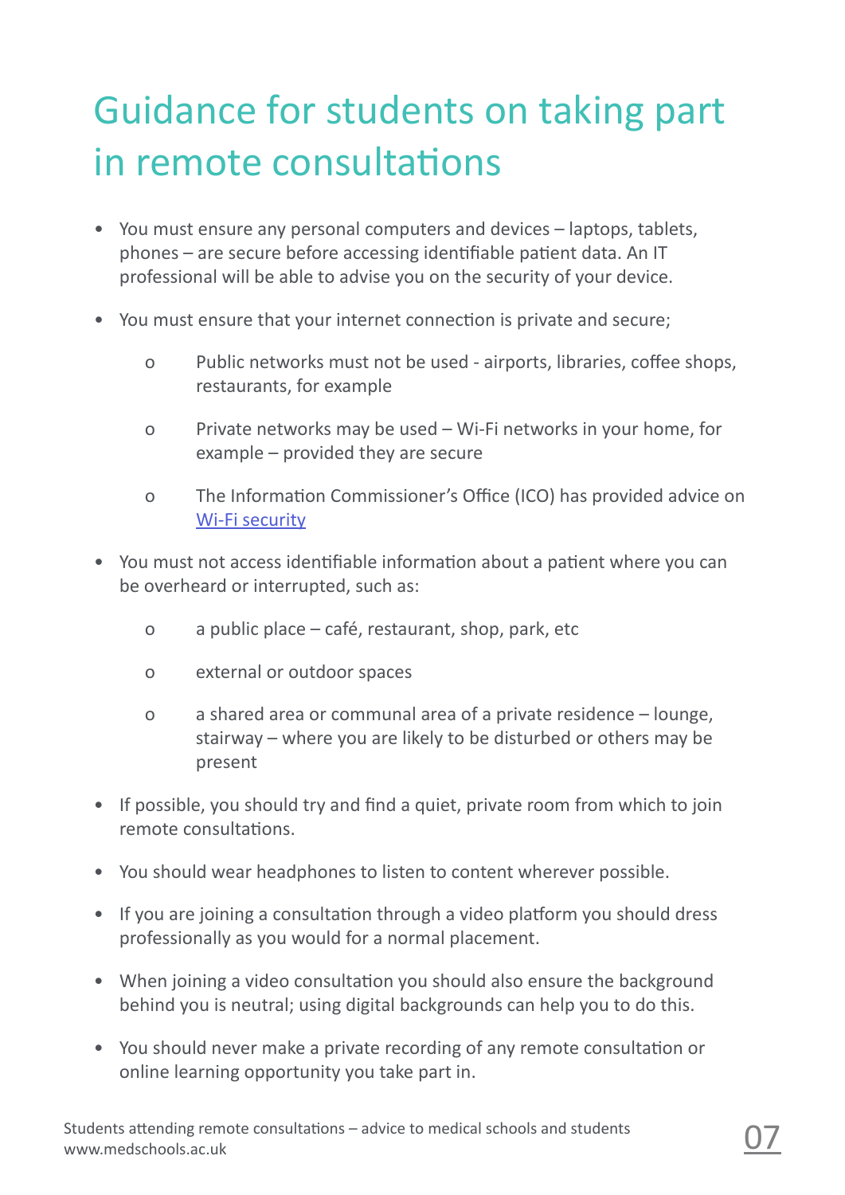# Guidance for students on taking part in remote consultations

- You must ensure any personal computers and devices – laptops, tablets, phones – are secure before accessing identifiable patient data. An IT professional will be able to advise you on the security of your device.
- You must ensure that your internet connection is private and secure;
  - Public networks must not be used - airports, libraries, coffee shops, restaurants, for example
  - Private networks may be used – Wi-Fi networks in your home, for example – provided they are secure
  - The Information Commissioner's Office (ICO) has provided advice on [Wi-Fi security]
- You must not access identifiable information about a patient where you can be overheard or interrupted, such as:
  - a public place – café, restaurant, shop, park, etc
  - external or outdoor spaces
  - a shared area or communal area of a private residence – lounge, stairway – where you are likely to be disturbed or others may be present
- If possible, you should try and find a quiet, private room from which to join remote consultations.
- You should wear headphones to listen to content wherever possible.
- If you are joining a consultation through a video platform you should dress professionally as you would for a normal placement.
- When joining a video consultation you should also ensure the background behind you is neutral; using digital backgrounds can help you to do this.
- You should never make a private recording of any remote consultation or online learning opportunity you take part in.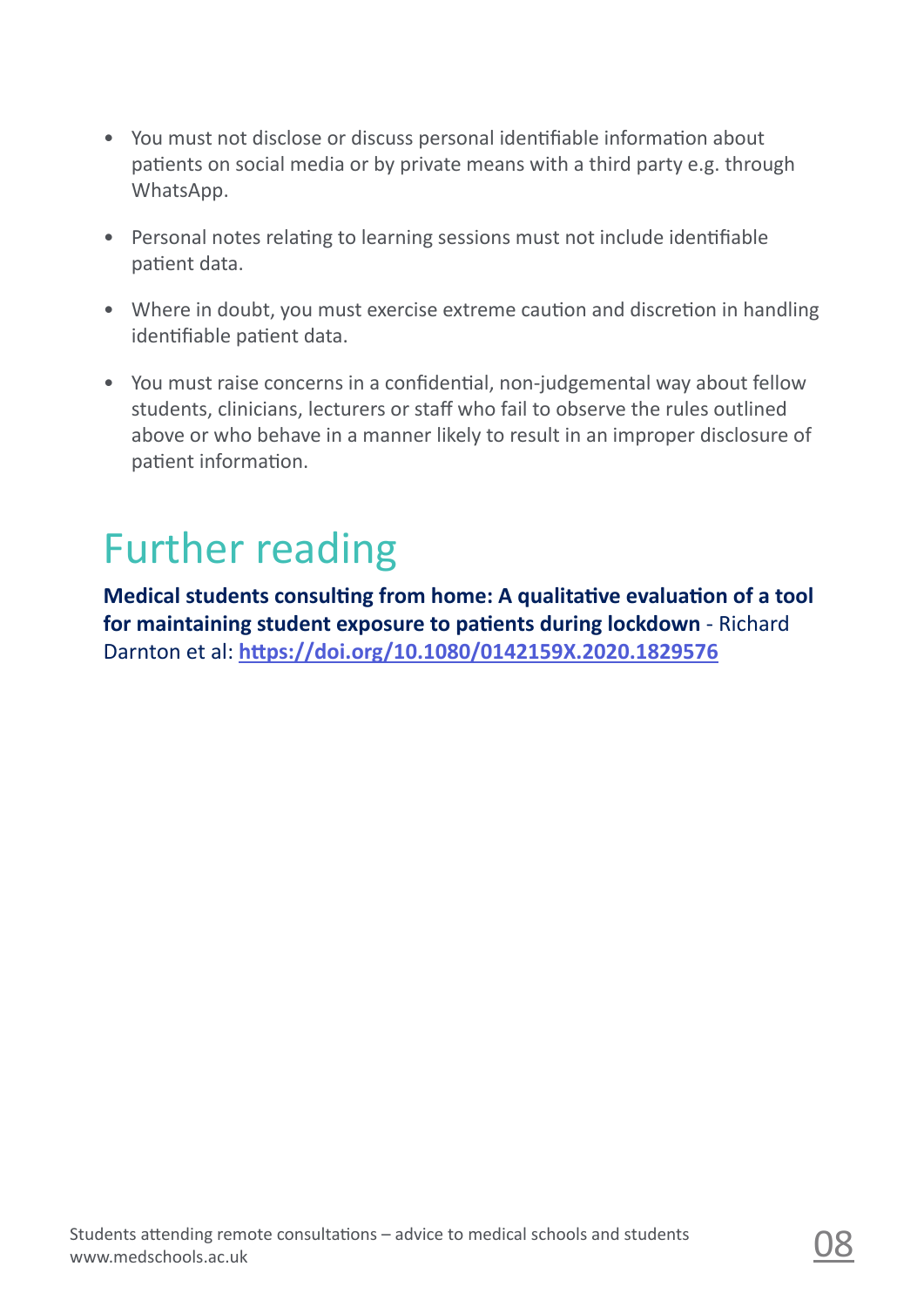- You must not disclose or discuss personal identifiable information about patients on social media or by private means with a third party e.g. through WhatsApp.
- Personal notes relating to learning sessions must not include identifiable patient data.
- Where in doubt, you must exercise extreme caution and discretion in handling identifiable patient data.
- You must raise concerns in a confidential, non-judgemental way about fellow students, clinicians, lecturers or staff who fail to observe the rules outlined above or who behave in a manner likely to result in an improper disclosure of patient information.

# Further reading

**Medical students consulting from home: A qualitative evaluation of a tool for maintaining student exposure to patients during lockdown** - Richard Darnton et al: **https://doi.org/10.1080/0142159X.2020.1829576**